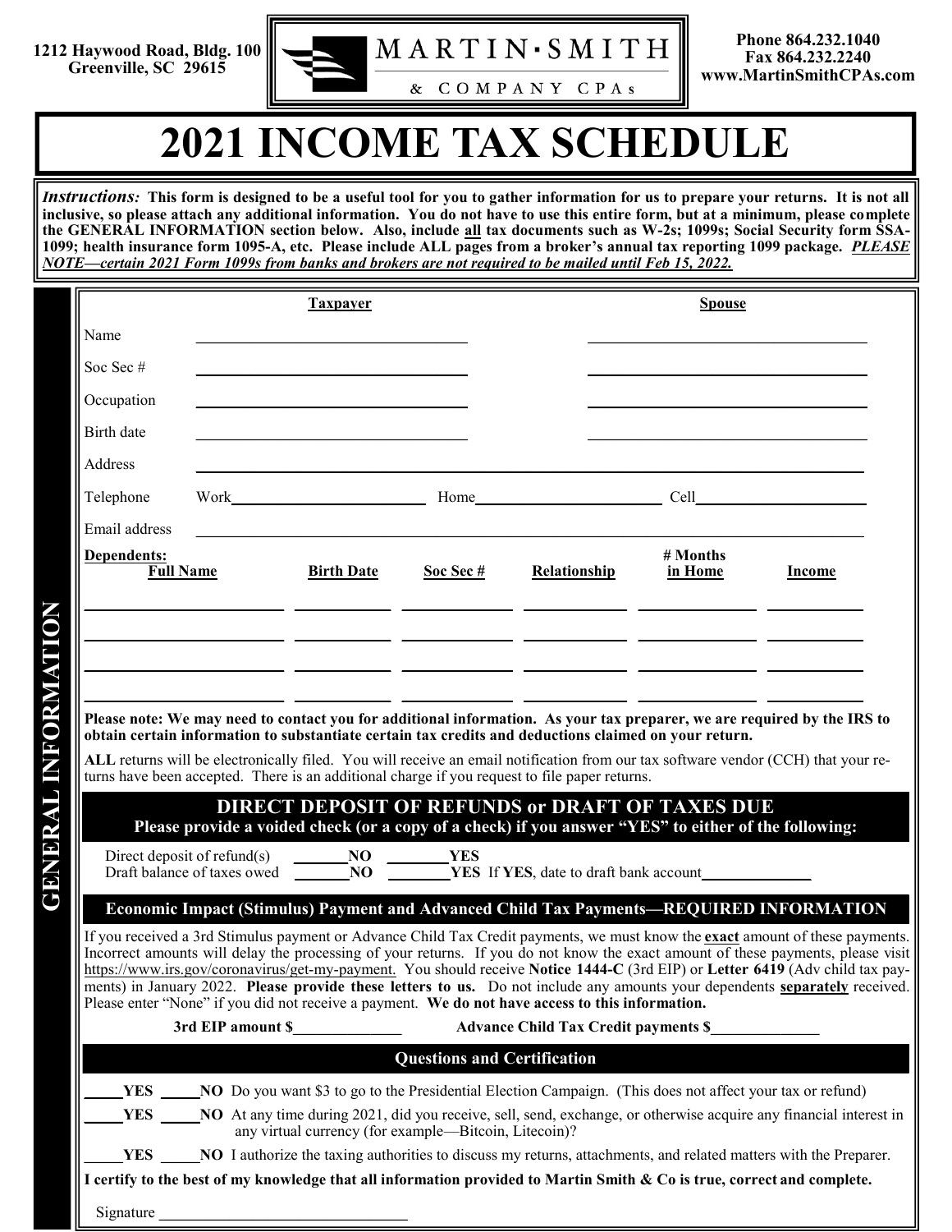1212 Haywood Road, Bldg. 100
Greenville, SC 29615

MARTIN·SMITH
& COMPANY CPAs

Phone 864.232.1040
Fax 864.232.2240
www.MartinSmithCPAs.com

# 2021 INCOME TAX SCHEDULE

***Instructions:*** **This form is designed to be a useful tool for you to gather information for us to prepare your returns. It is not all inclusive, so please attach any additional information. You do not have to use this entire form, but at a minimum, please complete the GENERAL INFORMATION section below. Also, include all tax documents such as W-2s; 1099s; Social Security form SSA-1099; health insurance form 1095-A, etc. Please include ALL pages from a broker's annual tax reporting 1099 package. *PLEASE NOTE—certain 2021 Form 1099s from banks and brokers are not required to be mailed until Feb 15, 2022.***

## GENERAL INFORMATION

| | Taxpayer | Spouse |
|---|---|---|
| Name | ______________ | ______________ |
| Soc Sec # | ______________ | ______________ |
| Occupation | ______________ | ______________ |
| Birth date | ______________ | ______________ |

Address ________________________________________

Telephone Work______________ Home______________ Cell______________

Email address ________________________________________

**Dependents:**

| Full Name | Birth Date | Soc Sec # | Relationship | # Months in Home | Income |
|---|---|---|---|---|---|
| | | | | | |
| | | | | | |
| | | | | | |
| | | | | | |

**Please note: We may need to contact you for additional information. As your tax preparer, we are required by the IRS to obtain certain information to substantiate certain tax credits and deductions claimed on your return.**

**ALL** returns will be electronically filed. You will receive an email notification from our tax software vendor (CCH) that your returns have been accepted. There is an additional charge if you request to file paper returns.

### DIRECT DEPOSIT OF REFUNDS or DRAFT OF TAXES DUE

**Please provide a voided check (or a copy of a check) if you answer "YES" to either of the following:**

Direct deposit of refund(s) _____**NO** _____**YES**
Draft balance of taxes owed _____**NO** _____**YES** If **YES**, date to draft bank account__________

### Economic Impact (Stimulus) Payment and Advanced Child Tax Payments—REQUIRED INFORMATION

If you received a 3rd Stimulus payment or Advance Child Tax Credit payments, we must know the **exact** amount of these payments. Incorrect amounts will delay the processing of your returns. If you do not know the exact amount of these payments, please visit https://www.irs.gov/coronavirus/get-my-payment. You should receive **Notice 1444-C** (3rd EIP) or **Letter 6419** (Adv child tax payments) in January 2022. **Please provide these letters to us.** Do not include any amounts your dependents **separately** received. Please enter "None" if you did not receive a payment. **We do not have access to this information.**

**3rd EIP amount $**__________ **Advance Child Tax Credit payments $**__________

### Questions and Certification

_____**YES** _____**NO** Do you want $3 to go to the Presidential Election Campaign. (This does not affect your tax or refund)

_____**YES** _____**NO** At any time during 2021, did you receive, sell, send, exchange, or otherwise acquire any financial interest in any virtual currency (for example—Bitcoin, Litecoin)?

_____**YES** _____**NO** I authorize the taxing authorities to discuss my returns, attachments, and related matters with the Preparer.

**I certify to the best of my knowledge that all information provided to Martin Smith & Co is true, correct and complete.**

Signature ______________________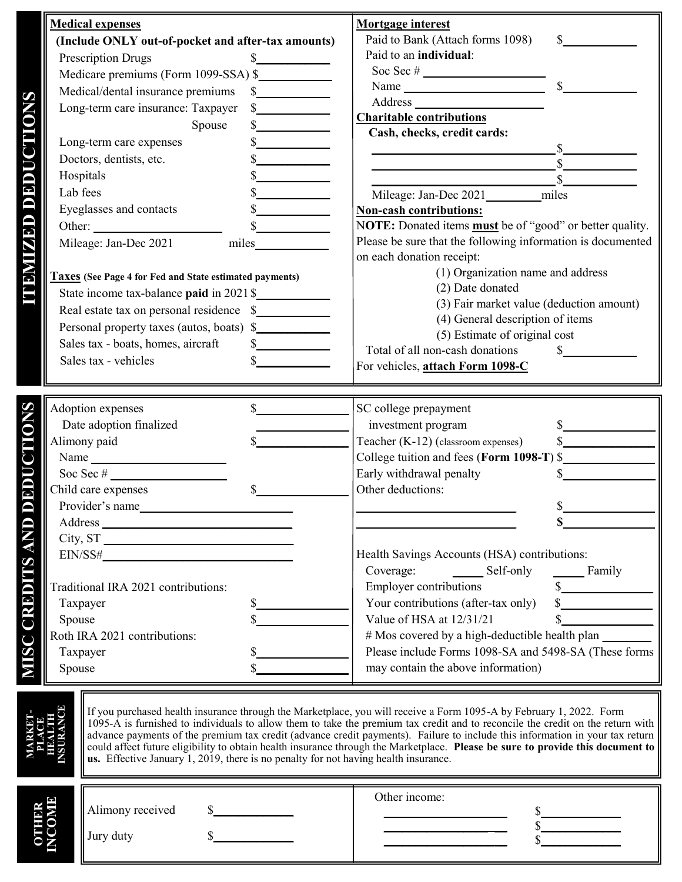## ITEMIZED DEDUCTIONS

**Medical expenses**

**(Include ONLY out-of-pocket and after-tax amounts)**

- Prescription Drugs $____________
- Medicare premiums (Form 1099-SSA) $____________
- Medical/dental insurance premiums $____________
- Long-term care insurance: Taxpayer $____________
- Spouse $____________
- Long-term care expenses $____________
- Doctors, dentists, etc. $____________
- Hospitals $____________
- Lab fees $____________
- Eyeglasses and contacts $____________
- Other: ____________________ $____________
- Mileage: Jan-Dec 2021 miles____________

**Taxes** **(See Page 4 for Fed and State estimated payments)**

- State income tax-balance **paid** in 2021 $____________
- Real estate tax on personal residence $____________
- Personal property taxes (autos, boats) $____________
- Sales tax - boats, homes, aircraft $____________
- Sales tax - vehicles $____________

**Mortgage interest**

- Paid to Bank (Attach forms 1098) $____________
- Paid to an **individual**:
  - Soc Sec # ____________________
  - Name ____________________ $____________
  - Address ____________________

**Charitable contributions**

**Cash, checks, credit cards:**

- ____________________ $____________
- ____________________ $____________
- ____________________ $____________
- Mileage: Jan-Dec 2021__________miles

**Non-cash contributions:**

N**OTE:** Donated items **must** be of "good" or better quality. Please be sure that the following information is documented on each donation receipt:

(1) Organization name and address
(2) Date donated
(3) Fair market value (deduction amount)
(4) General description of items
(5) Estimate of original cost

Total of all non-cash donations $____________

For vehicles, **attach Form 1098-C**

## MISC CREDITS AND DEDUCTIONS

- Adoption expenses $____________
  - Date adoption finalized ____________
- Alimony paid $____________
  - Name ____________________
  - Soc Sec # ____________________
- Child care expenses $____________
  - Provider's name ____________________
  - Address ____________________
  - City, ST ____________________
  - EIN/SS# ____________________

Traditional IRA 2021 contributions:

- Taxpayer $____________
- Spouse $____________

Roth IRA 2021 contributions:

- Taxpayer $____________
- Spouse $____________

- SC college prepayment investment program $____________
- Teacher (K-12) (classroom expenses) $____________
- College tuition and fees (**Form 1098-T**) $____________
- Early withdrawal penalty $____________
- Other deductions:
  - ____________________ $____________
  - ____________________ **$**____________

Health Savings Accounts (HSA) contributions:

- Coverage: _____ Self-only _____ Family
- Employer contributions $____________
- Your contributions (after-tax only) $____________
- Value of HSA at 12/31/21 $____________
- # Mos covered by a high-deductible health plan ________
- Please include Forms 1098-SA and 5498-SA (These forms may contain the above information)

## MARKET-PLACE HEALTH INSURANCE

If you purchased health insurance through the Marketplace, you will receive a Form 1095-A by February 1, 2022. Form 1095-A is furnished to individuals to allow them to take the premium tax credit and to reconcile the credit on the return with advance payments of the premium tax credit (advance credit payments). Failure to include this information in your tax return could affect future eligibility to obtain health insurance through the Marketplace. **Please be sure to provide this document to us.** Effective January 1, 2019, there is no penalty for not having health insurance.

## OTHER INCOME

- Alimony received $____________
- Jury duty $____________

Other income:

- ____________________ $____________
- ____________________ $____________
- ____________________ $____________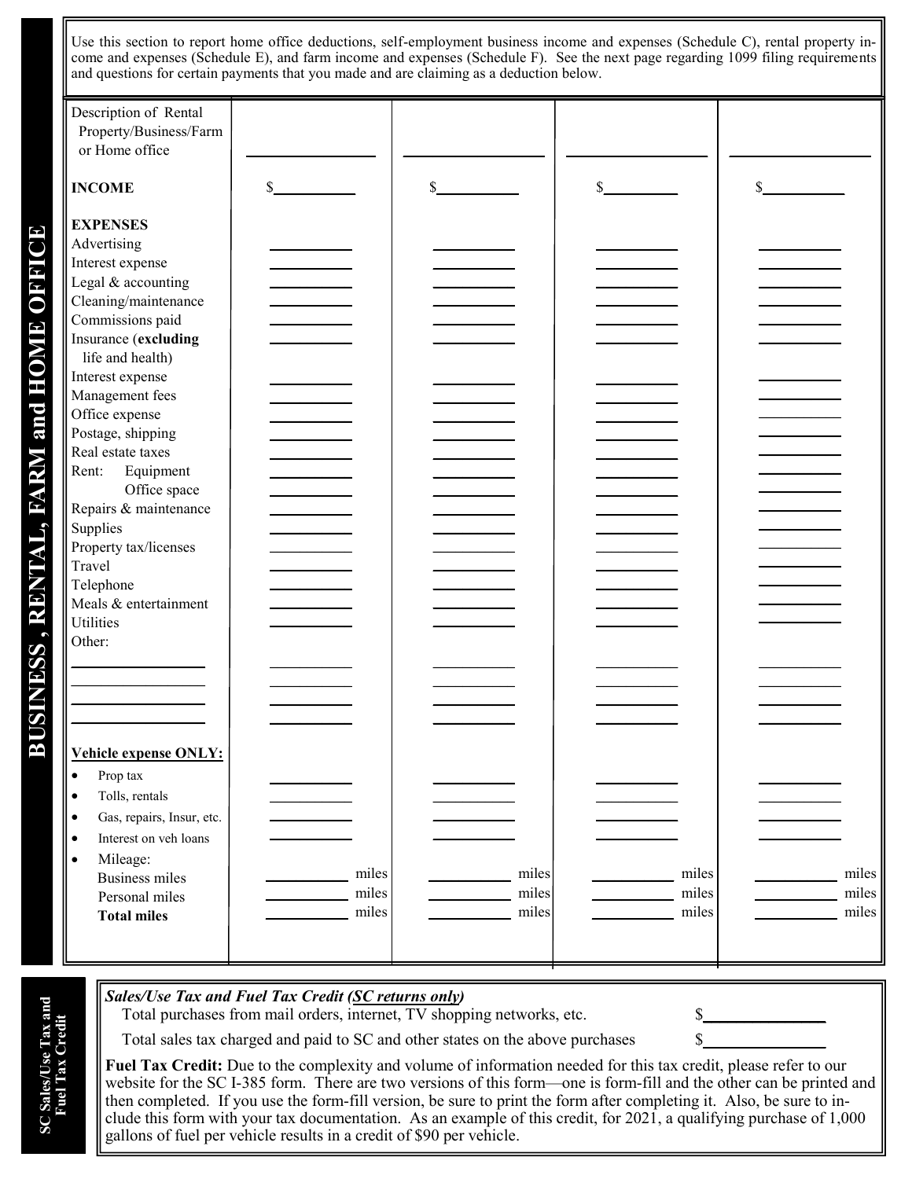## BUSINESS, RENTAL, FARM and HOME OFFICE

Use this section to report home office deductions, self-employment business income and expenses (Schedule C), rental property income and expenses (Schedule E), and farm income and expenses (Schedule F). See the next page regarding 1099 filing requirements and questions for certain payments that you made and are claiming as a deduction below.

| Description of Rental Property/Business/Farm or Home office | ________ | ________ | ________ | ________ |
|---|---|---|---|---|
| **INCOME** | $ | $ | $ | $ |
| **EXPENSES** | | | | |
| Advertising | | | | |
| Interest expense | | | | |
| Legal & accounting | | | | |
| Cleaning/maintenance | | | | |
| Commissions paid | | | | |
| Insurance (**excluding** life and health) | | | | |
| Interest expense | | | | |
| Management fees | | | | |
| Office expense | | | | |
| Postage, shipping | | | | |
| Real estate taxes | | | | |
| Rent: Equipment | | | | |
| Office space | | | | |
| Repairs & maintenance | | | | |
| Supplies | | | | |
| Property tax/licenses | | | | |
| Travel | | | | |
| Telephone | | | | |
| Meals & entertainment | | | | |
| Utilities | | | | |
| Other: | | | | |
| ________ | | | | |
| ________ | | | | |
| ________ | | | | |
| ________ | | | | |
| **Vehicle expense ONLY:** | | | | |
| • Prop tax | | | | |
| • Tolls, rentals | | | | |
| • Gas, repairs, Insur, etc. | | | | |
| • Interest on veh loans | | | | |
| • Mileage: | | | | |
| Business miles | miles | miles | miles | miles |
| Personal miles | miles | miles | miles | miles |
| **Total miles** | miles | miles | miles | miles |

## SC Sales/Use Tax and Fuel Tax Credit

***Sales/Use Tax and Fuel Tax Credit (SC returns only)***

Total purchases from mail orders, internet, TV shopping networks, etc. $________

Total sales tax charged and paid to SC and other states on the above purchases $________

**Fuel Tax Credit:** Due to the complexity and volume of information needed for this tax credit, please refer to our website for the SC I-385 form. There are two versions of this form—one is form-fill and the other can be printed and then completed. If you use the form-fill version, be sure to print the form after completing it. Also, be sure to include this form with your tax documentation. As an example of this credit, for 2021, a qualifying purchase of 1,000 gallons of fuel per vehicle results in a credit of $90 per vehicle.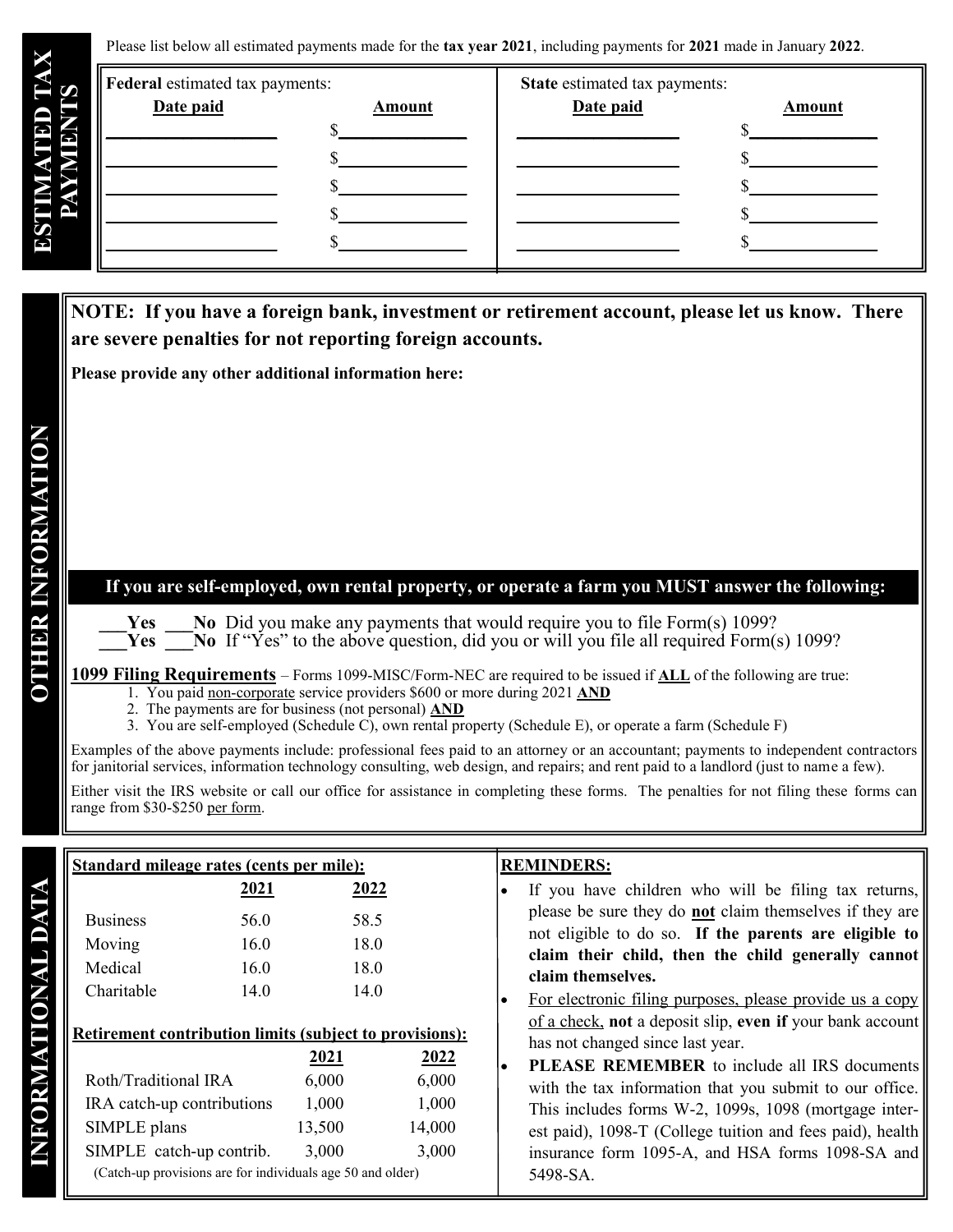## ESTIMATED TAX PAYMENTS

Please list below all estimated payments made for the **tax year 2021**, including payments for **2021** made in January **2022**.

| **Federal** estimated tax payments: Date paid | Amount | **State** estimated tax payments: Date paid | Amount |
|---|---|---|---|
| ____________ | $__________ | ____________ | $__________ |
| ____________ | $__________ | ____________ | $__________ |
| ____________ | $__________ | ____________ | $__________ |
| ____________ | $__________ | ____________ | $__________ |
| ____________ | $__________ | ____________ | $__________ |

## OTHER INFORMATION

**NOTE: If you have a foreign bank, investment or retirement account, please let us know. There are severe penalties for not reporting foreign accounts.**

**Please provide any other additional information here:**

**If you are self-employed, own rental property, or operate a farm you MUST answer the following:**

___**Yes** ___**No** Did you make any payments that would require you to file Form(s) 1099?
___**Yes** ___**No** If "Yes" to the above question, did you or will you file all required Form(s) 1099?

**1099 Filing Requirements** – Forms 1099-MISC/Form-NEC are required to be issued if **ALL** of the following are true:

1. You paid non-corporate service providers $600 or more during 2021 **AND**
2. The payments are for business (not personal) **AND**
3. You are self-employed (Schedule C), own rental property (Schedule E), or operate a farm (Schedule F)

Examples of the above payments include: professional fees paid to an attorney or an accountant; payments to independent contractors for janitorial services, information technology consulting, web design, and repairs; and rent paid to a landlord (just to name a few).

Either visit the IRS website or call our office for assistance in completing these forms. The penalties for not filing these forms can range from $30-$250 per form.

## INFORMATIONAL DATA

**Standard mileage rates (cents per mile):**

| | 2021 | 2022 |
|---|---|---|
| Business | 56.0 | 58.5 |
| Moving | 16.0 | 18.0 |
| Medical | 16.0 | 18.0 |
| Charitable | 14.0 | 14.0 |

**Retirement contribution limits (subject to provisions):**

| | 2021 | 2022 |
|---|---|---|
| Roth/Traditional IRA | 6,000 | 6,000 |
| IRA catch-up contributions | 1,000 | 1,000 |
| SIMPLE plans | 13,500 | 14,000 |
| SIMPLE catch-up contrib. | 3,000 | 3,000 |

(Catch-up provisions are for individuals age 50 and older)

**REMINDERS:**

- If you have children who will be filing tax returns, please be sure they do **not** claim themselves if they are not eligible to do so. **If the parents are eligible to claim their child, then the child generally cannot claim themselves.**
- For electronic filing purposes, please provide us a copy of a check, **not** a deposit slip, **even if** your bank account has not changed since last year.
- **PLEASE REMEMBER** to include all IRS documents with the tax information that you submit to our office. This includes forms W-2, 1099s, 1098 (mortgage interest paid), 1098-T (College tuition and fees paid), health insurance form 1095-A, and HSA forms 1098-SA and 5498-SA.